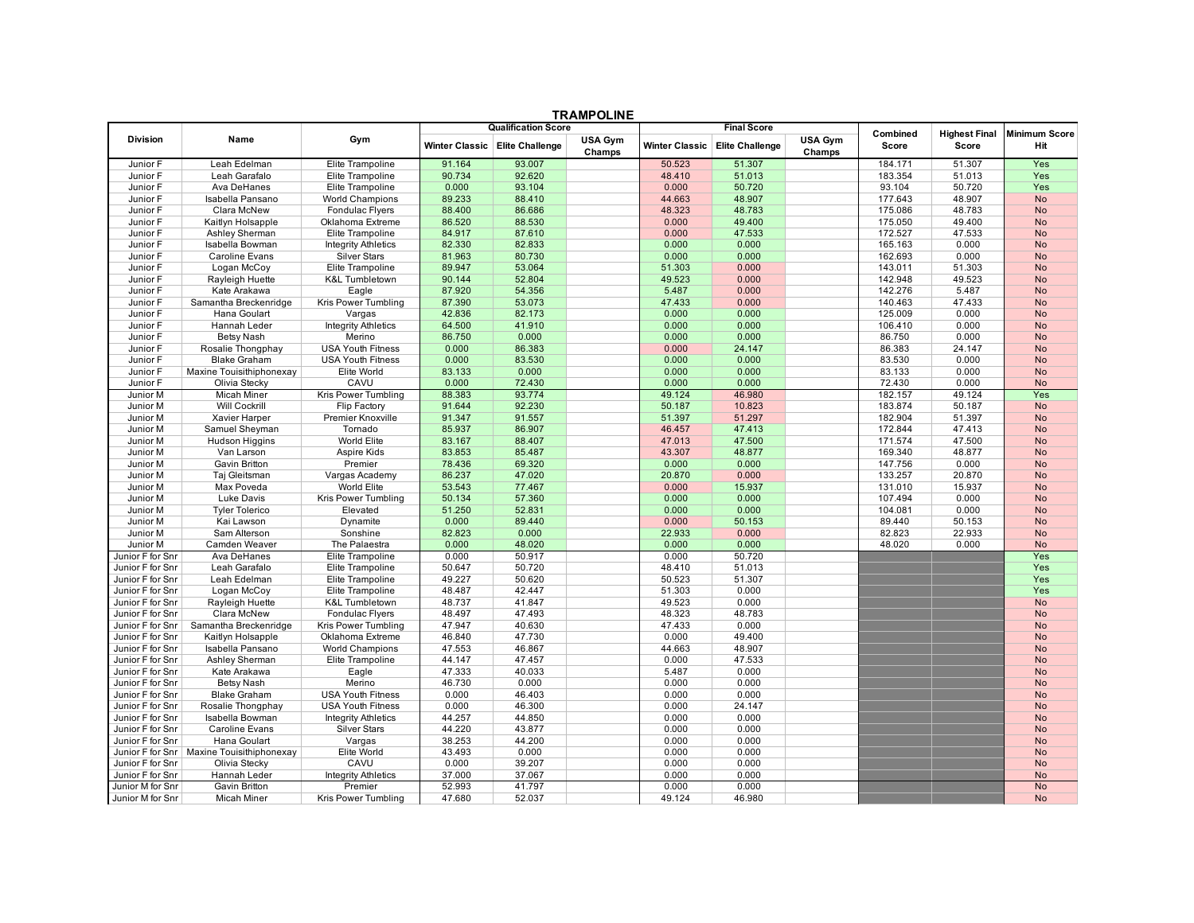# TRAMPOLINE

| Division | Name | Gym | Qualification Score | | | Final Score | | | Combined Score | Highest Final Score | Minimum Score Hit |
|---|---|---|---|---|---|---|---|---|---|---|---|
| | | | Winter Classic | Elite Challenge | USA Gym Champs | Winter Classic | Elite Challenge | USA Gym Champs | | | |
| Junior F | Leah Edelman | Elite Trampoline | 91.164 | 93.007 | | 50.523 | 51.307 | | 184.171 | 51.307 | Yes |
| Junior F | Leah Garafalo | Elite Trampoline | 90.734 | 92.620 | | 48.410 | 51.013 | | 183.354 | 51.013 | Yes |
| Junior F | Ava DeHanes | Elite Trampoline | 0.000 | 93.104 | | 0.000 | 50.720 | | 93.104 | 50.720 | Yes |
| Junior F | Isabella Pansano | World Champions | 89.233 | 88.410 | | 44.663 | 48.907 | | 177.643 | 48.907 | No |
| Junior F | Clara McNew | Fondulac Flyers | 88.400 | 86.686 | | 48.323 | 48.783 | | 175.086 | 48.783 | No |
| Junior F | Kaitlyn Holsapple | Oklahoma Extreme | 86.520 | 88.530 | | 0.000 | 49.400 | | 175.050 | 49.400 | No |
| Junior F | Ashley Sherman | Elite Trampoline | 84.917 | 87.610 | | 0.000 | 47.533 | | 172.527 | 47.533 | No |
| Junior F | Isabella Bowman | Integrity Athletics | 82.330 | 82.833 | | 0.000 | 0.000 | | 165.163 | 0.000 | No |
| Junior F | Caroline Evans | Silver Stars | 81.963 | 80.730 | | 0.000 | 0.000 | | 162.693 | 0.000 | No |
| Junior F | Logan McCoy | Elite Trampoline | 89.947 | 53.064 | | 51.303 | 0.000 | | 143.011 | 51.303 | No |
| Junior F | Rayleigh Huette | K&L Tumbletown | 90.144 | 52.804 | | 49.523 | 0.000 | | 142.948 | 49.523 | No |
| Junior F | Kate Arakawa | Eagle | 87.920 | 54.356 | | 5.487 | 0.000 | | 142.276 | 5.487 | No |
| Junior F | Samantha Breckenridge | Kris Power Tumbling | 87.390 | 53.073 | | 47.433 | 0.000 | | 140.463 | 47.433 | No |
| Junior F | Hana Goulart | Vargas | 42.836 | 82.173 | | 0.000 | 0.000 | | 125.009 | 0.000 | No |
| Junior F | Hannah Leder | Integrity Athletics | 64.500 | 41.910 | | 0.000 | 0.000 | | 106.410 | 0.000 | No |
| Junior F | Betsy Nash | Merino | 86.750 | 0.000 | | 0.000 | 0.000 | | 86.750 | 0.000 | No |
| Junior F | Rosalie Thongphay | USA Youth Fitness | 0.000 | 86.383 | | 0.000 | 24.147 | | 86.383 | 24.147 | No |
| Junior F | Blake Graham | USA Youth Fitness | 0.000 | 83.530 | | 0.000 | 0.000 | | 83.530 | 0.000 | No |
| Junior F | Maxine Touisithiphonexay | Elite World | 83.133 | 0.000 | | 0.000 | 0.000 | | 83.133 | 0.000 | No |
| Junior F | Olivia Stecky | CAVU | 0.000 | 72.430 | | 0.000 | 0.000 | | 72.430 | 0.000 | No |
| Junior M | Micah Miner | Kris Power Tumbling | 88.383 | 93.774 | | 49.124 | 46.980 | | 182.157 | 49.124 | Yes |
| Junior M | Will Cockrill | Flip Factory | 91.644 | 92.230 | | 50.187 | 10.823 | | 183.874 | 50.187 | No |
| Junior M | Xavier Harper | Premier Knoxville | 91.347 | 91.557 | | 51.397 | 51.297 | | 182.904 | 51.397 | No |
| Junior M | Samuel Sheyman | Tornado | 85.937 | 86.907 | | 46.457 | 47.413 | | 172.844 | 47.413 | No |
| Junior M | Hudson Higgins | World Elite | 83.167 | 88.407 | | 47.013 | 47.500 | | 171.574 | 47.500 | No |
| Junior M | Van Larson | Aspire Kids | 83.853 | 85.487 | | 43.307 | 48.877 | | 169.340 | 48.877 | No |
| Junior M | Gavin Britton | Premier | 78.436 | 69.320 | | 0.000 | 0.000 | | 147.756 | 0.000 | No |
| Junior M | Taj Gleitsman | Vargas Academy | 86.237 | 47.020 | | 20.870 | 0.000 | | 133.257 | 20.870 | No |
| Junior M | Max Poveda | World Elite | 53.543 | 77.467 | | 0.000 | 15.937 | | 131.010 | 15.937 | No |
| Junior M | Luke Davis | Kris Power Tumbling | 50.134 | 57.360 | | 0.000 | 0.000 | | 107.494 | 0.000 | No |
| Junior M | Tyler Tolerico | Elevated | 51.250 | 52.831 | | 0.000 | 0.000 | | 104.081 | 0.000 | No |
| Junior M | Kai Lawson | Dynamite | 0.000 | 89.440 | | 0.000 | 50.153 | | 89.440 | 50.153 | No |
| Junior M | Sam Alterson | Sonshine | 82.823 | 0.000 | | 22.933 | 0.000 | | 82.823 | 22.933 | No |
| Junior M | Camden Weaver | The Palaestra | 0.000 | 48.020 | | 0.000 | 0.000 | | 48.020 | 0.000 | No |
| Junior F for Snr | Ava DeHanes | Elite Trampoline | 0.000 | 50.917 | | 0.000 | 50.720 | | | | Yes |
| Junior F for Snr | Leah Garafalo | Elite Trampoline | 50.647 | 50.720 | | 48.410 | 51.013 | | | | Yes |
| Junior F for Snr | Leah Edelman | Elite Trampoline | 49.227 | 50.620 | | 50.523 | 51.307 | | | | Yes |
| Junior F for Snr | Logan McCoy | Elite Trampoline | 48.487 | 42.447 | | 51.303 | 0.000 | | | | Yes |
| Junior F for Snr | Rayleigh Huette | K&L Tumbletown | 48.737 | 41.847 | | 49.523 | 0.000 | | | | No |
| Junior F for Snr | Clara McNew | Fondulac Flyers | 48.497 | 47.493 | | 48.323 | 48.783 | | | | No |
| Junior F for Snr | Samantha Breckenridge | Kris Power Tumbling | 47.947 | 40.630 | | 47.433 | 0.000 | | | | No |
| Junior F for Snr | Kaitlyn Holsapple | Oklahoma Extreme | 46.840 | 47.730 | | 0.000 | 49.400 | | | | No |
| Junior F for Snr | Isabella Pansano | World Champions | 47.553 | 46.867 | | 44.663 | 48.907 | | | | No |
| Junior F for Snr | Ashley Sherman | Elite Trampoline | 44.147 | 47.457 | | 0.000 | 47.533 | | | | No |
| Junior F for Snr | Kate Arakawa | Eagle | 47.333 | 40.033 | | 5.487 | 0.000 | | | | No |
| Junior F for Snr | Betsy Nash | Merino | 46.730 | 0.000 | | 0.000 | 0.000 | | | | No |
| Junior F for Snr | Blake Graham | USA Youth Fitness | 0.000 | 46.403 | | 0.000 | 0.000 | | | | No |
| Junior F for Snr | Rosalie Thongphay | USA Youth Fitness | 0.000 | 46.300 | | 0.000 | 24.147 | | | | No |
| Junior F for Snr | Isabella Bowman | Integrity Athletics | 44.257 | 44.850 | | 0.000 | 0.000 | | | | No |
| Junior F for Snr | Caroline Evans | Silver Stars | 44.220 | 43.877 | | 0.000 | 0.000 | | | | No |
| Junior F for Snr | Hana Goulart | Vargas | 38.253 | 44.200 | | 0.000 | 0.000 | | | | No |
| Junior F for Snr | Maxine Touisithiphonexay | Elite World | 43.493 | 0.000 | | 0.000 | 0.000 | | | | No |
| Junior F for Snr | Olivia Stecky | CAVU | 0.000 | 39.207 | | 0.000 | 0.000 | | | | No |
| Junior F for Snr | Hannah Leder | Integrity Athletics | 37.000 | 37.067 | | 0.000 | 0.000 | | | | No |
| Junior M for Snr | Gavin Britton | Premier | 52.993 | 41.797 | | 0.000 | 0.000 | | | | No |
| Junior M for Snr | Micah Miner | Kris Power Tumbling | 47.680 | 52.037 | | 49.124 | 46.980 | | | | No |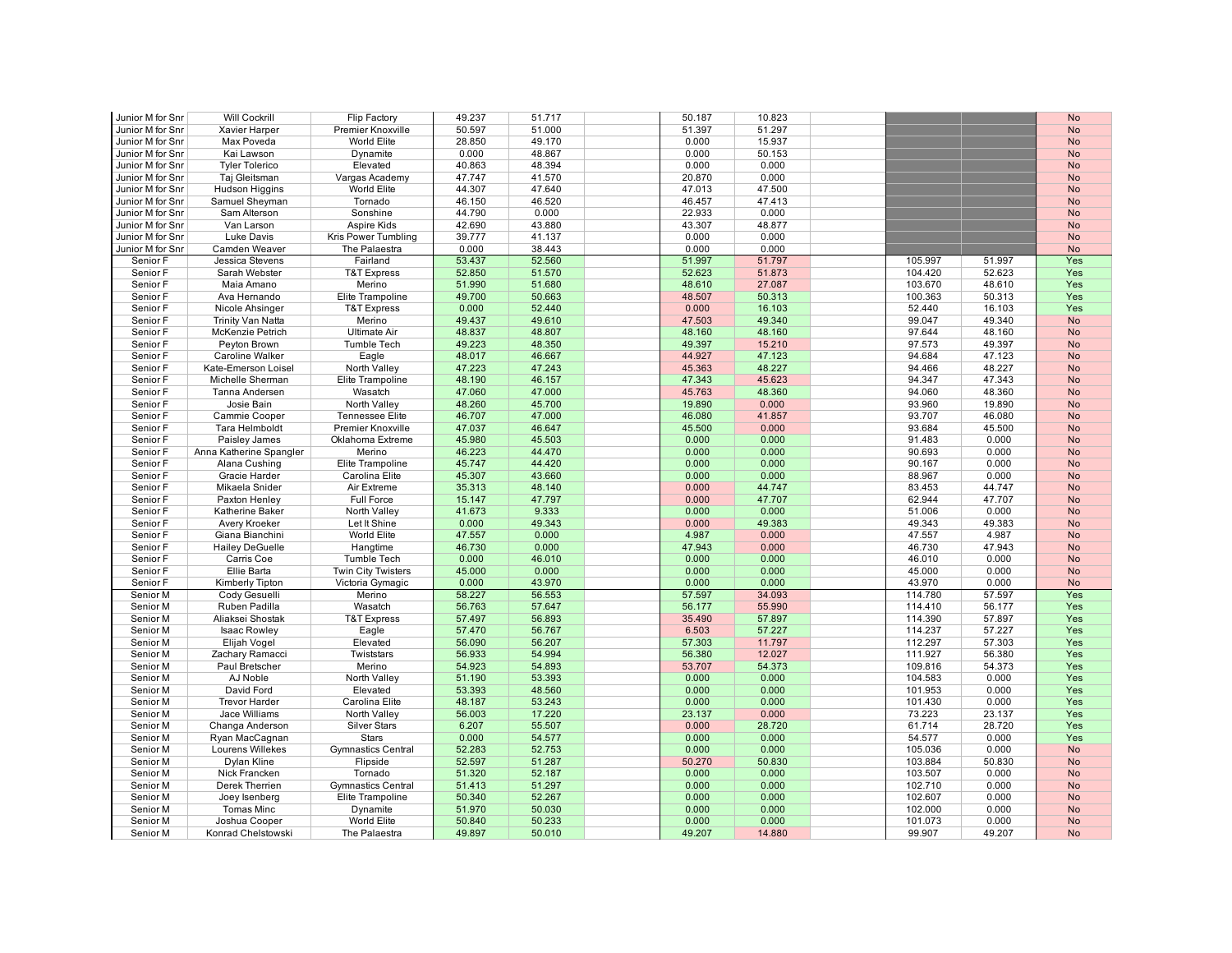| | | | | | | | | | | | |
|---|---|---|---|---|---|---|---|---|---|---|---|
| Junior M for Snr | Will Cockrill | Flip Factory | 49.237 | 51.717 | | 50.187 | 10.823 | | | | No |
| Junior M for Snr | Xavier Harper | Premier Knoxville | 50.597 | 51.000 | | 51.397 | 51.297 | | | | No |
| Junior M for Snr | Max Poveda | World Elite | 28.850 | 49.170 | | 0.000 | 15.937 | | | | No |
| Junior M for Snr | Kai Lawson | Dynamite | 0.000 | 48.867 | | 0.000 | 50.153 | | | | No |
| Junior M for Snr | Tyler Tolerico | Elevated | 40.863 | 48.394 | | 0.000 | 0.000 | | | | No |
| Junior M for Snr | Taj Gleitsman | Vargas Academy | 47.747 | 41.570 | | 20.870 | 0.000 | | | | No |
| Junior M for Snr | Hudson Higgins | World Elite | 44.307 | 47.640 | | 47.013 | 47.500 | | | | No |
| Junior M for Snr | Samuel Sheyman | Tornado | 46.150 | 46.520 | | 46.457 | 47.413 | | | | No |
| Junior M for Snr | Sam Alterson | Sonshine | 44.790 | 0.000 | | 22.933 | 0.000 | | | | No |
| Junior M for Snr | Van Larson | Aspire Kids | 42.690 | 43.880 | | 43.307 | 48.877 | | | | No |
| Junior M for Snr | Luke Davis | Kris Power Tumbling | 39.777 | 41.137 | | 0.000 | 0.000 | | | | No |
| Junior M for Snr | Camden Weaver | The Palaestra | 0.000 | 38.443 | | 0.000 | 0.000 | | | | No |
| Senior F | Jessica Stevens | Fairland | 53.437 | 52.560 | | 51.997 | 51.797 | | 105.997 | 51.997 | Yes |
| Senior F | Sarah Webster | T&T Express | 52.850 | 51.570 | | 52.623 | 51.873 | | 104.420 | 52.623 | Yes |
| Senior F | Maia Amano | Merino | 51.990 | 51.680 | | 48.610 | 27.087 | | 103.670 | 48.610 | Yes |
| Senior F | Ava Hernando | Elite Trampoline | 49.700 | 50.663 | | 48.507 | 50.313 | | 100.363 | 50.313 | Yes |
| Senior F | Nicole Ahsinger | T&T Express | 0.000 | 52.440 | | 0.000 | 16.103 | | 52.440 | 16.103 | Yes |
| Senior F | Trinity Van Natta | Merino | 49.437 | 49.610 | | 47.503 | 49.340 | | 99.047 | 49.340 | No |
| Senior F | McKenzie Petrich | Ultimate Air | 48.837 | 48.807 | | 48.160 | 48.160 | | 97.644 | 48.160 | No |
| Senior F | Peyton Brown | Tumble Tech | 49.223 | 48.350 | | 49.397 | 15.210 | | 97.573 | 49.397 | No |
| Senior F | Caroline Walker | Eagle | 48.017 | 46.667 | | 44.927 | 47.123 | | 94.684 | 47.123 | No |
| Senior F | Kate-Emerson Loisel | North Valley | 47.223 | 47.243 | | 45.363 | 48.227 | | 94.466 | 48.227 | No |
| Senior F | Michelle Sherman | Elite Trampoline | 48.190 | 46.157 | | 47.343 | 45.623 | | 94.347 | 47.343 | No |
| Senior F | Tanna Andersen | Wasatch | 47.060 | 47.000 | | 45.763 | 48.360 | | 94.060 | 48.360 | No |
| Senior F | Josie Bain | North Valley | 48.260 | 45.700 | | 19.890 | 0.000 | | 93.960 | 19.890 | No |
| Senior F | Cammie Cooper | Tennessee Elite | 46.707 | 47.000 | | 46.080 | 41.857 | | 93.707 | 46.080 | No |
| Senior F | Tara Helmboldt | Premier Knoxville | 47.037 | 46.647 | | 45.500 | 0.000 | | 93.684 | 45.500 | No |
| Senior F | Paisley James | Oklahoma Extreme | 45.980 | 45.503 | | 0.000 | 0.000 | | 91.483 | 0.000 | No |
| Senior F | Anna Katherine Spangler | Merino | 46.223 | 44.470 | | 0.000 | 0.000 | | 90.693 | 0.000 | No |
| Senior F | Alana Cushing | Elite Trampoline | 45.747 | 44.420 | | 0.000 | 0.000 | | 90.167 | 0.000 | No |
| Senior F | Gracie Harder | Carolina Elite | 45.307 | 43.660 | | 0.000 | 0.000 | | 88.967 | 0.000 | No |
| Senior F | Mikaela Snider | Air Extreme | 35.313 | 48.140 | | 0.000 | 44.747 | | 83.453 | 44.747 | No |
| Senior F | Paxton Henley | Full Force | 15.147 | 47.797 | | 0.000 | 47.707 | | 62.944 | 47.707 | No |
| Senior F | Katherine Baker | North Valley | 41.673 | 9.333 | | 0.000 | 0.000 | | 51.006 | 0.000 | No |
| Senior F | Avery Kroeker | Let It Shine | 0.000 | 49.343 | | 0.000 | 49.383 | | 49.343 | 49.383 | No |
| Senior F | Giana Bianchini | World Elite | 47.557 | 0.000 | | 4.987 | 0.000 | | 47.557 | 4.987 | No |
| Senior F | Hailey DeGuelle | Hangtime | 46.730 | 0.000 | | 47.943 | 0.000 | | 46.730 | 47.943 | No |
| Senior F | Carris Coe | Tumble Tech | 0.000 | 46.010 | | 0.000 | 0.000 | | 46.010 | 0.000 | No |
| Senior F | Ellie Barta | Twin City Twisters | 45.000 | 0.000 | | 0.000 | 0.000 | | 45.000 | 0.000 | No |
| Senior F | Kimberly Tipton | Victoria Gymagic | 0.000 | 43.970 | | 0.000 | 0.000 | | 43.970 | 0.000 | No |
| Senior M | Cody Gesuelli | Merino | 58.227 | 56.553 | | 57.597 | 34.093 | | 114.780 | 57.597 | Yes |
| Senior M | Ruben Padilla | Wasatch | 56.763 | 57.647 | | 56.177 | 55.990 | | 114.410 | 56.177 | Yes |
| Senior M | Aliaksei Shostak | T&T Express | 57.497 | 56.893 | | 35.490 | 57.897 | | 114.390 | 57.897 | Yes |
| Senior M | Isaac Rowley | Eagle | 57.470 | 56.767 | | 6.503 | 57.227 | | 114.237 | 57.227 | Yes |
| Senior M | Elijah Vogel | Elevated | 56.090 | 56.207 | | 57.303 | 11.797 | | 112.297 | 57.303 | Yes |
| Senior M | Zachary Ramacci | Twiststars | 56.933 | 54.994 | | 56.380 | 12.027 | | 111.927 | 56.380 | Yes |
| Senior M | Paul Bretscher | Merino | 54.923 | 54.893 | | 53.707 | 54.373 | | 109.816 | 54.373 | Yes |
| Senior M | AJ Noble | North Valley | 51.190 | 53.393 | | 0.000 | 0.000 | | 104.583 | 0.000 | Yes |
| Senior M | David Ford | Elevated | 53.393 | 48.560 | | 0.000 | 0.000 | | 101.953 | 0.000 | Yes |
| Senior M | Trevor Harder | Carolina Elite | 48.187 | 53.243 | | 0.000 | 0.000 | | 101.430 | 0.000 | Yes |
| Senior M | Jace Williams | North Valley | 56.003 | 17.220 | | 23.137 | 0.000 | | 73.223 | 23.137 | Yes |
| Senior M | Changa Anderson | Silver Stars | 6.207 | 55.507 | | 0.000 | 28.720 | | 61.714 | 28.720 | Yes |
| Senior M | Ryan MacCagnan | Stars | 0.000 | 54.577 | | 0.000 | 0.000 | | 54.577 | 0.000 | Yes |
| Senior M | Lourens Willekes | Gymnastics Central | 52.283 | 52.753 | | 0.000 | 0.000 | | 105.036 | 0.000 | No |
| Senior M | Dylan Kline | Flipside | 52.597 | 51.287 | | 50.270 | 50.830 | | 103.884 | 50.830 | No |
| Senior M | Nick Francken | Tornado | 51.320 | 52.187 | | 0.000 | 0.000 | | 103.507 | 0.000 | No |
| Senior M | Derek Therrien | Gymnastics Central | 51.413 | 51.297 | | 0.000 | 0.000 | | 102.710 | 0.000 | No |
| Senior M | Joey Isenberg | Elite Trampoline | 50.340 | 52.267 | | 0.000 | 0.000 | | 102.607 | 0.000 | No |
| Senior M | Tomas Minc | Dynamite | 51.970 | 50.030 | | 0.000 | 0.000 | | 102.000 | 0.000 | No |
| Senior M | Joshua Cooper | World Elite | 50.840 | 50.233 | | 0.000 | 0.000 | | 101.073 | 0.000 | No |
| Senior M | Konrad Chelstowski | The Palaestra | 49.897 | 50.010 | | 49.207 | 14.880 | | 99.907 | 49.207 | No |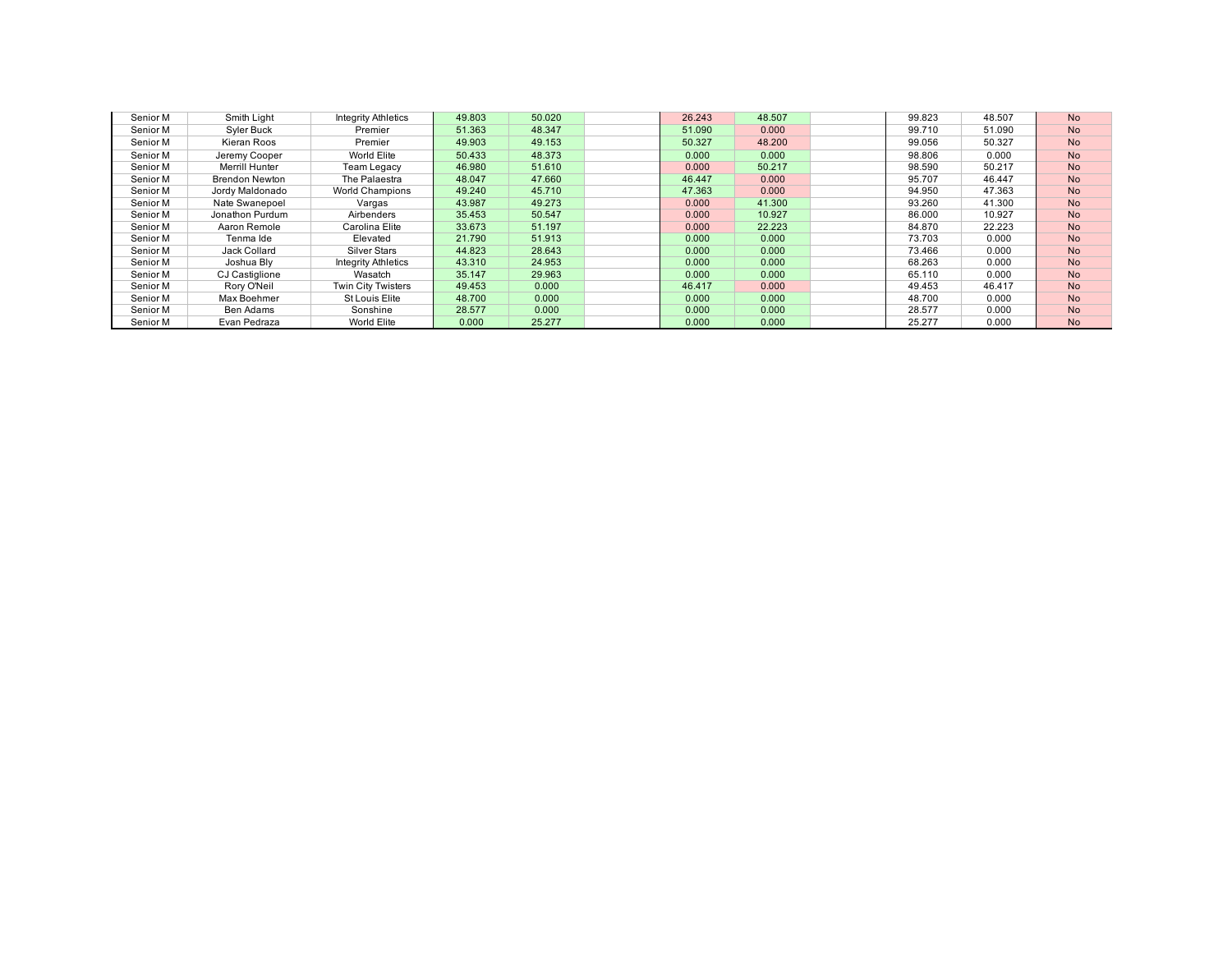| | | | | | | | | | | | |
|---|---|---|---|---|---|---|---|---|---|---|---|
| Senior M | Smith Light | Integrity Athletics | 49.803 | 50.020 | | 26.243 | 48.507 | | 99.823 | 48.507 | No |
| Senior M | Syler Buck | Premier | 51.363 | 48.347 | | 51.090 | 0.000 | | 99.710 | 51.090 | No |
| Senior M | Kieran Roos | Premier | 49.903 | 49.153 | | 50.327 | 48.200 | | 99.056 | 50.327 | No |
| Senior M | Jeremy Cooper | World Elite | 50.433 | 48.373 | | 0.000 | 0.000 | | 98.806 | 0.000 | No |
| Senior M | Merrill Hunter | Team Legacy | 46.980 | 51.610 | | 0.000 | 50.217 | | 98.590 | 50.217 | No |
| Senior M | Brendon Newton | The Palaestra | 48.047 | 47.660 | | 46.447 | 0.000 | | 95.707 | 46.447 | No |
| Senior M | Jordy Maldonado | World Champions | 49.240 | 45.710 | | 47.363 | 0.000 | | 94.950 | 47.363 | No |
| Senior M | Nate Swanepoel | Vargas | 43.987 | 49.273 | | 0.000 | 41.300 | | 93.260 | 41.300 | No |
| Senior M | Jonathon Purdum | Airbenders | 35.453 | 50.547 | | 0.000 | 10.927 | | 86.000 | 10.927 | No |
| Senior M | Aaron Remole | Carolina Elite | 33.673 | 51.197 | | 0.000 | 22.223 | | 84.870 | 22.223 | No |
| Senior M | Tenma Ide | Elevated | 21.790 | 51.913 | | 0.000 | 0.000 | | 73.703 | 0.000 | No |
| Senior M | Jack Collard | Silver Stars | 44.823 | 28.643 | | 0.000 | 0.000 | | 73.466 | 0.000 | No |
| Senior M | Joshua Bly | Integrity Athletics | 43.310 | 24.953 | | 0.000 | 0.000 | | 68.263 | 0.000 | No |
| Senior M | CJ Castiglione | Wasatch | 35.147 | 29.963 | | 0.000 | 0.000 | | 65.110 | 0.000 | No |
| Senior M | Rory O'Neil | Twin City Twisters | 49.453 | 0.000 | | 46.417 | 0.000 | | 49.453 | 46.417 | No |
| Senior M | Max Boehmer | St Louis Elite | 48.700 | 0.000 | | 0.000 | 0.000 | | 48.700 | 0.000 | No |
| Senior M | Ben Adams | Sonshine | 28.577 | 0.000 | | 0.000 | 0.000 | | 28.577 | 0.000 | No |
| Senior M | Evan Pedraza | World Elite | 0.000 | 25.277 | | 0.000 | 0.000 | | 25.277 | 0.000 | No |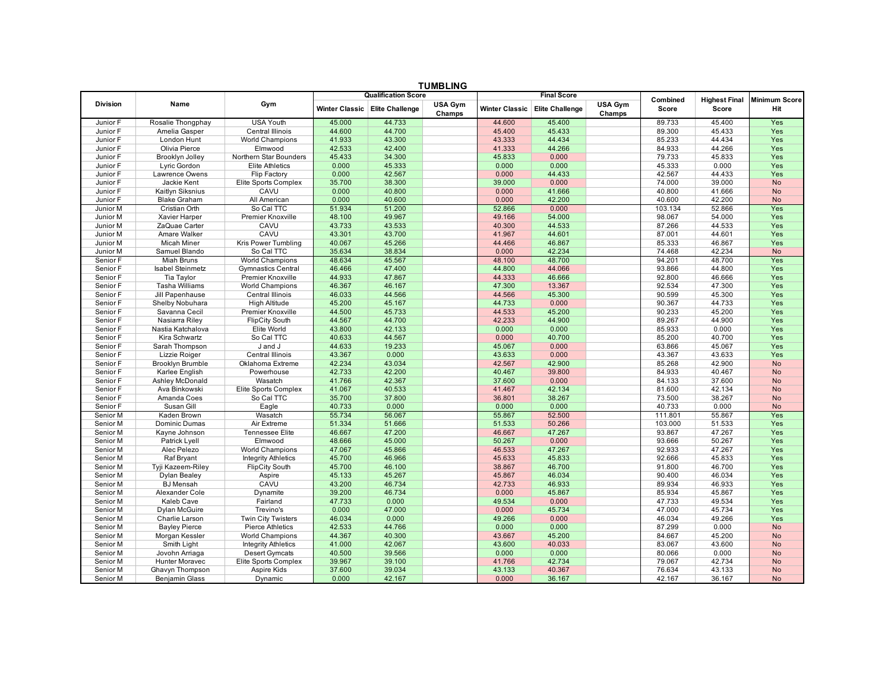# TUMBLING

| Division | Name | Gym | Qualification Score | | | Final Score | | | Combined Score | Highest Final Score | Minimum Score Hit |
|---|---|---|---|---|---|---|---|---|---|---|---|
| | | | Winter Classic | Elite Challenge | USA Gym Champs | Winter Classic | Elite Challenge | USA Gym Champs | | | |
| Junior F | Rosalie Thongphay | USA Youth | 45.000 | 44.733 | | 44.600 | 45.400 | | 89.733 | 45.400 | Yes |
| Junior F | Amelia Gasper | Central Illinois | 44.600 | 44.700 | | 45.400 | 45.433 | | 89.300 | 45.433 | Yes |
| Junior F | London Hunt | World Champions | 41.933 | 43.300 | | 43.333 | 44.434 | | 85.233 | 44.434 | Yes |
| Junior F | Olivia Pierce | Elmwood | 42.533 | 42.400 | | 41.333 | 44.266 | | 84.933 | 44.266 | Yes |
| Junior F | Brooklyn Jolley | Northern Star Bounders | 45.433 | 34.300 | | 45.833 | 0.000 | | 79.733 | 45.833 | Yes |
| Junior F | Lyric Gordon | Elite Athletics | 0.000 | 45.333 | | 0.000 | 0.000 | | 45.333 | 0.000 | Yes |
| Junior F | Lawrence Owens | Flip Factory | 0.000 | 42.567 | | 0.000 | 44.433 | | 42.567 | 44.433 | Yes |
| Junior F | Jackie Kent | Elite Sports Complex | 35.700 | 38.300 | | 39.000 | 0.000 | | 74.000 | 39.000 | No |
| Junior F | Kaitlyn Siksnius | CAVU | 0.000 | 40.800 | | 0.000 | 41.666 | | 40.800 | 41.666 | No |
| Junior F | Blake Graham | All American | 0.000 | 40.600 | | 0.000 | 42.200 | | 40.600 | 42.200 | No |
| Junior M | Cristian Orth | So Cal TTC | 51.934 | 51.200 | | 52.866 | 0.000 | | 103.134 | 52.866 | Yes |
| Junior M | Xavier Harper | Premier Knoxville | 48.100 | 49.967 | | 49.166 | 54.000 | | 98.067 | 54.000 | Yes |
| Junior M | ZaQuae Carter | CAVU | 43.733 | 43.533 | | 40.300 | 44.533 | | 87.266 | 44.533 | Yes |
| Junior M | Amare Walker | CAVU | 43.301 | 43.700 | | 41.967 | 44.601 | | 87.001 | 44.601 | Yes |
| Junior M | Micah Miner | Kris Power Tumbling | 40.067 | 45.266 | | 44.466 | 46.867 | | 85.333 | 46.867 | Yes |
| Junior M | Samuel Blando | So Cal TTC | 35.634 | 38.834 | | 0.000 | 42.234 | | 74.468 | 42.234 | No |
| Senior F | Miah Bruns | World Champions | 48.634 | 45.567 | | 48.100 | 48.700 | | 94.201 | 48.700 | Yes |
| Senior F | Isabel Steinmetz | Gymnastics Central | 46.466 | 47.400 | | 44.800 | 44.066 | | 93.866 | 44.800 | Yes |
| Senior F | Tia Taylor | Premier Knoxville | 44.933 | 47.867 | | 44.333 | 46.666 | | 92.800 | 46.666 | Yes |
| Senior F | Tasha Williams | World Champions | 46.367 | 46.167 | | 47.300 | 13.367 | | 92.534 | 47.300 | Yes |
| Senior F | Jill Papenhause | Central Illinois | 46.033 | 44.566 | | 44.566 | 45.300 | | 90.599 | 45.300 | Yes |
| Senior F | Shelby Nobuhara | High Altitude | 45.200 | 45.167 | | 44.733 | 0.000 | | 90.367 | 44.733 | Yes |
| Senior F | Savanna Cecil | Premier Knoxville | 44.500 | 45.733 | | 44.533 | 45.200 | | 90.233 | 45.200 | Yes |
| Senior F | Nasiarra Riley | FlipCity South | 44.567 | 44.700 | | 42.233 | 44.900 | | 89.267 | 44.900 | Yes |
| Senior F | Nastia Katchalova | Elite World | 43.800 | 42.133 | | 0.000 | 0.000 | | 85.933 | 0.000 | Yes |
| Senior F | Kira Schwartz | So Cal TTC | 40.633 | 44.567 | | 0.000 | 40.700 | | 85.200 | 40.700 | Yes |
| Senior F | Sarah Thompson | J and J | 44.633 | 19.233 | | 45.067 | 0.000 | | 63.866 | 45.067 | Yes |
| Senior F | Lizzie Roiger | Central Illinois | 43.367 | 0.000 | | 43.633 | 0.000 | | 43.367 | 43.633 | Yes |
| Senior F | Brooklyn Brumble | Oklahoma Extreme | 42.234 | 43.034 | | 42.567 | 42.900 | | 85.268 | 42.900 | No |
| Senior F | Karlee English | Powerhouse | 42.733 | 42.200 | | 40.467 | 39.800 | | 84.933 | 40.467 | No |
| Senior F | Ashley McDonald | Wasatch | 41.766 | 42.367 | | 37.600 | 0.000 | | 84.133 | 37.600 | No |
| Senior F | Ava Binkowski | Elite Sports Complex | 41.067 | 40.533 | | 41.467 | 42.134 | | 81.600 | 42.134 | No |
| Senior F | Amanda Coes | So Cal TTC | 35.700 | 37.800 | | 36.801 | 38.267 | | 73.500 | 38.267 | No |
| Senior F | Susan Gill | Eagle | 40.733 | 0.000 | | 0.000 | 0.000 | | 40.733 | 0.000 | No |
| Senior M | Kaden Brown | Wasatch | 55.734 | 56.067 | | 55.867 | 52.500 | | 111.801 | 55.867 | Yes |
| Senior M | Dominic Dumas | Air Extreme | 51.334 | 51.666 | | 51.533 | 50.266 | | 103.000 | 51.533 | Yes |
| Senior M | Kayne Johnson | Tennessee Elite | 46.667 | 47.200 | | 46.667 | 47.267 | | 93.867 | 47.267 | Yes |
| Senior M | Patrick Lyell | Elmwood | 48.666 | 45.000 | | 50.267 | 0.000 | | 93.666 | 50.267 | Yes |
| Senior M | Alec Pelezo | World Champions | 47.067 | 45.866 | | 46.533 | 47.267 | | 92.933 | 47.267 | Yes |
| Senior M | Raf Bryant | Integrity Athletics | 45.700 | 46.966 | | 45.633 | 45.833 | | 92.666 | 45.833 | Yes |
| Senior M | Tyji Kazeem-Riley | FlipCity South | 45.700 | 46.100 | | 38.867 | 46.700 | | 91.800 | 46.700 | Yes |
| Senior M | Dylan Bealey | Aspire | 45.133 | 45.267 | | 45.867 | 46.034 | | 90.400 | 46.034 | Yes |
| Senior M | BJ Mensah | CAVU | 43.200 | 46.734 | | 42.733 | 46.933 | | 89.934 | 46.933 | Yes |
| Senior M | Alexander Cole | Dynamite | 39.200 | 46.734 | | 0.000 | 45.867 | | 85.934 | 45.867 | Yes |
| Senior M | Kaleb Cave | Fairland | 47.733 | 0.000 | | 49.534 | 0.000 | | 47.733 | 49.534 | Yes |
| Senior M | Dylan McGuire | Trevino's | 0.000 | 47.000 | | 0.000 | 45.734 | | 47.000 | 45.734 | Yes |
| Senior M | Charlie Larson | Twin City Twisters | 46.034 | 0.000 | | 49.266 | 0.000 | | 46.034 | 49.266 | Yes |
| Senior M | Bayley Pierce | Pierce Athletics | 42.533 | 44.766 | | 0.000 | 0.000 | | 87.299 | 0.000 | No |
| Senior M | Morgan Kessler | World Champions | 44.367 | 40.300 | | 43.667 | 45.200 | | 84.667 | 45.200 | No |
| Senior M | Smith Light | Integrity Athletics | 41.000 | 42.067 | | 43.600 | 40.033 | | 83.067 | 43.600 | No |
| Senior M | Jovohn Arriaga | Desert Gymcats | 40.500 | 39.566 | | 0.000 | 0.000 | | 80.066 | 0.000 | No |
| Senior M | Hunter Moravec | Elite Sports Complex | 39.967 | 39.100 | | 41.766 | 42.734 | | 79.067 | 42.734 | No |
| Senior M | Ghavyn Thompson | Aspire Kids | 37.600 | 39.034 | | 43.133 | 40.367 | | 76.634 | 43.133 | No |
| Senior M | Benjamin Glass | Dynamic | 0.000 | 42.167 | | 0.000 | 36.167 | | 42.167 | 36.167 | No |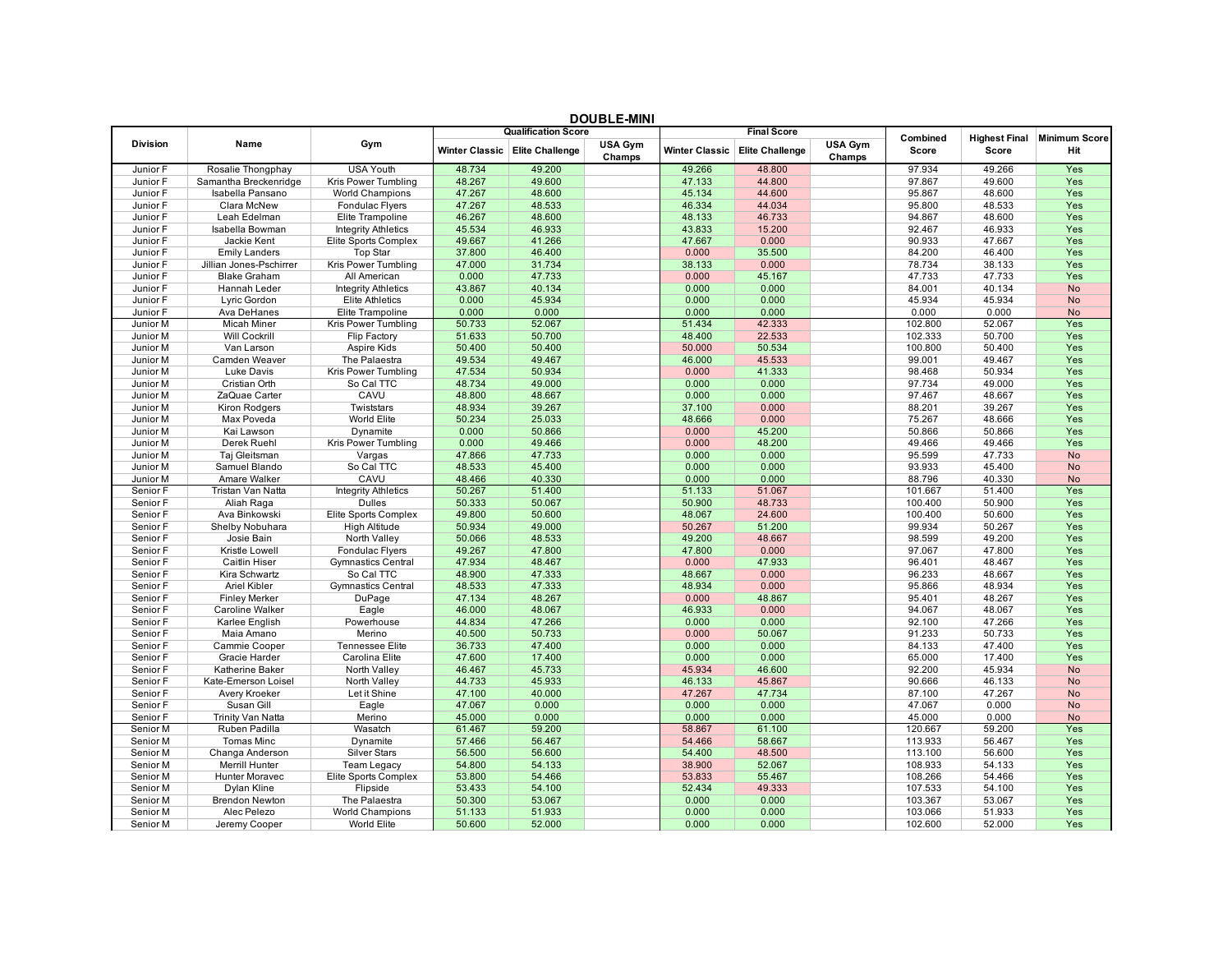# DOUBLE-MINI

| Division | Name | Gym | Qualification Score | | | Final Score | | | Combined Score | Highest Final Score | Minimum Score Hit |
|---|---|---|---|---|---|---|---|---|---|---|---|
| | | | Winter Classic | Elite Challenge | USA Gym Champs | Winter Classic | Elite Challenge | USA Gym Champs | | | |
| Junior F | Rosalie Thongphay | USA Youth | 48.734 | 49.200 | | 49.266 | 48.800 | | 97.934 | 49.266 | Yes |
| Junior F | Samantha Breckenridge | Kris Power Tumbling | 48.267 | 49.600 | | 47.133 | 44.800 | | 97.867 | 49.600 | Yes |
| Junior F | Isabella Pansano | World Champions | 47.267 | 48.600 | | 45.134 | 44.600 | | 95.867 | 48.600 | Yes |
| Junior F | Clara McNew | Fondulac Flyers | 47.267 | 48.533 | | 46.334 | 44.034 | | 95.800 | 48.533 | Yes |
| Junior F | Leah Edelman | Elite Trampoline | 46.267 | 48.600 | | 48.133 | 46.733 | | 94.867 | 48.600 | Yes |
| Junior F | Isabella Bowman | Integrity Athletics | 45.534 | 46.933 | | 43.833 | 15.200 | | 92.467 | 46.933 | Yes |
| Junior F | Jackie Kent | Elite Sports Complex | 49.667 | 41.266 | | 47.667 | 0.000 | | 90.933 | 47.667 | Yes |
| Junior F | Emily Landers | Top Star | 37.800 | 46.400 | | 0.000 | 35.500 | | 84.200 | 46.400 | Yes |
| Junior F | Jillian Jones-Pschirrer | Kris Power Tumbling | 47.000 | 31.734 | | 38.133 | 0.000 | | 78.734 | 38.133 | Yes |
| Junior F | Blake Graham | All American | 0.000 | 47.733 | | 0.000 | 45.167 | | 47.733 | 47.733 | Yes |
| Junior F | Hannah Leder | Integrity Athletics | 43.867 | 40.134 | | 0.000 | 0.000 | | 84.001 | 40.134 | No |
| Junior F | Lyric Gordon | Elite Athletics | 0.000 | 45.934 | | 0.000 | 0.000 | | 45.934 | 45.934 | No |
| Junior F | Ava DeHanes | Elite Trampoline | 0.000 | 0.000 | | 0.000 | 0.000 | | 0.000 | 0.000 | No |
| Junior M | Micah Miner | Kris Power Tumbling | 50.733 | 52.067 | | 51.434 | 42.333 | | 102.800 | 52.067 | Yes |
| Junior M | Will Cockrill | Flip Factory | 51.633 | 50.700 | | 48.400 | 22.533 | | 102.333 | 50.700 | Yes |
| Junior M | Van Larson | Aspire Kids | 50.400 | 50.400 | | 50.000 | 50.534 | | 100.800 | 50.400 | Yes |
| Junior M | Camden Weaver | The Palaestra | 49.534 | 49.467 | | 46.000 | 45.533 | | 99.001 | 49.467 | Yes |
| Junior M | Luke Davis | Kris Power Tumbling | 47.534 | 50.934 | | 0.000 | 41.333 | | 98.468 | 50.934 | Yes |
| Junior M | Cristian Orth | So Cal TTC | 48.734 | 49.000 | | 0.000 | 0.000 | | 97.734 | 49.000 | Yes |
| Junior M | ZaQuae Carter | CAVU | 48.800 | 48.667 | | 0.000 | 0.000 | | 97.467 | 48.667 | Yes |
| Junior M | Kiron Rodgers | Twiststars | 48.934 | 39.267 | | 37.100 | 0.000 | | 88.201 | 39.267 | Yes |
| Junior M | Max Poveda | World Elite | 50.234 | 25.033 | | 48.666 | 0.000 | | 75.267 | 48.666 | Yes |
| Junior M | Kai Lawson | Dynamite | 0.000 | 50.866 | | 0.000 | 45.200 | | 50.866 | 50.866 | Yes |
| Junior M | Derek Ruehl | Kris Power Tumbling | 0.000 | 49.466 | | 0.000 | 48.200 | | 49.466 | 49.466 | Yes |
| Junior M | Taj Gleitsman | Vargas | 47.866 | 47.733 | | 0.000 | 0.000 | | 95.599 | 47.733 | No |
| Junior M | Samuel Blando | So Cal TTC | 48.533 | 45.400 | | 0.000 | 0.000 | | 93.933 | 45.400 | No |
| Junior M | Amare Walker | CAVU | 48.466 | 40.330 | | 0.000 | 0.000 | | 88.796 | 40.330 | No |
| Senior F | Tristan Van Natta | Integrity Athletics | 50.267 | 51.400 | | 51.133 | 51.067 | | 101.667 | 51.400 | Yes |
| Senior F | Aliah Raga | Dulles | 50.333 | 50.067 | | 50.900 | 48.733 | | 100.400 | 50.900 | Yes |
| Senior F | Ava Binkowski | Elite Sports Complex | 49.800 | 50.600 | | 48.067 | 24.600 | | 100.400 | 50.600 | Yes |
| Senior F | Shelby Nobuhara | High Altitude | 50.934 | 49.000 | | 50.267 | 51.200 | | 99.934 | 50.267 | Yes |
| Senior F | Josie Bain | North Valley | 50.066 | 48.533 | | 49.200 | 48.667 | | 98.599 | 49.200 | Yes |
| Senior F | Kristle Lowell | Fondulac Flyers | 49.267 | 47.800 | | 47.800 | 0.000 | | 97.067 | 47.800 | Yes |
| Senior F | Caitlin Hiser | Gymnastics Central | 47.934 | 48.467 | | 0.000 | 47.933 | | 96.401 | 48.467 | Yes |
| Senior F | Kira Schwartz | So Cal TTC | 48.900 | 47.333 | | 48.667 | 0.000 | | 96.233 | 48.667 | Yes |
| Senior F | Ariel Kibler | Gymnastics Central | 48.533 | 47.333 | | 48.934 | 0.000 | | 95.866 | 48.934 | Yes |
| Senior F | Finley Merker | DuPage | 47.134 | 48.267 | | 0.000 | 48.867 | | 95.401 | 48.267 | Yes |
| Senior F | Caroline Walker | Eagle | 46.000 | 48.067 | | 46.933 | 0.000 | | 94.067 | 48.067 | Yes |
| Senior F | Karlee English | Powerhouse | 44.834 | 47.266 | | 0.000 | 0.000 | | 92.100 | 47.266 | Yes |
| Senior F | Maia Amano | Merino | 40.500 | 50.733 | | 0.000 | 50.067 | | 91.233 | 50.733 | Yes |
| Senior F | Cammie Cooper | Tennessee Elite | 36.733 | 47.400 | | 0.000 | 0.000 | | 84.133 | 47.400 | Yes |
| Senior F | Gracie Harder | Carolina Elite | 47.600 | 17.400 | | 0.000 | 0.000 | | 65.000 | 17.400 | Yes |
| Senior F | Katherine Baker | North Valley | 46.467 | 45.733 | | 45.934 | 46.600 | | 92.200 | 45.934 | No |
| Senior F | Kate-Emerson Loisel | North Valley | 44.733 | 45.933 | | 46.133 | 45.867 | | 90.666 | 46.133 | No |
| Senior F | Avery Kroeker | Let it Shine | 47.100 | 40.000 | | 47.267 | 47.734 | | 87.100 | 47.267 | No |
| Senior F | Susan Gill | Eagle | 47.067 | 0.000 | | 0.000 | 0.000 | | 47.067 | 0.000 | No |
| Senior F | Trinity Van Natta | Merino | 45.000 | 0.000 | | 0.000 | 0.000 | | 45.000 | 0.000 | No |
| Senior M | Ruben Padilla | Wasatch | 61.467 | 59.200 | | 58.867 | 61.100 | | 120.667 | 59.200 | Yes |
| Senior M | Tomas Minc | Dynamite | 57.466 | 56.467 | | 54.466 | 58.667 | | 113.933 | 56.467 | Yes |
| Senior M | Changa Anderson | Silver Stars | 56.500 | 56.600 | | 54.400 | 48.500 | | 113.100 | 56.600 | Yes |
| Senior M | Merrill Hunter | Team Legacy | 54.800 | 54.133 | | 38.900 | 52.067 | | 108.933 | 54.133 | Yes |
| Senior M | Hunter Moravec | Elite Sports Complex | 53.800 | 54.466 | | 53.833 | 55.467 | | 108.266 | 54.466 | Yes |
| Senior M | Dylan Kline | Flipside | 53.433 | 54.100 | | 52.434 | 49.333 | | 107.533 | 54.100 | Yes |
| Senior M | Brendon Newton | The Palaestra | 50.300 | 53.067 | | 0.000 | 0.000 | | 103.367 | 53.067 | Yes |
| Senior M | Alec Pelezo | World Champions | 51.133 | 51.933 | | 0.000 | 0.000 | | 103.066 | 51.933 | Yes |
| Senior M | Jeremy Cooper | World Elite | 50.600 | 52.000 | | 0.000 | 0.000 | | 102.600 | 52.000 | Yes |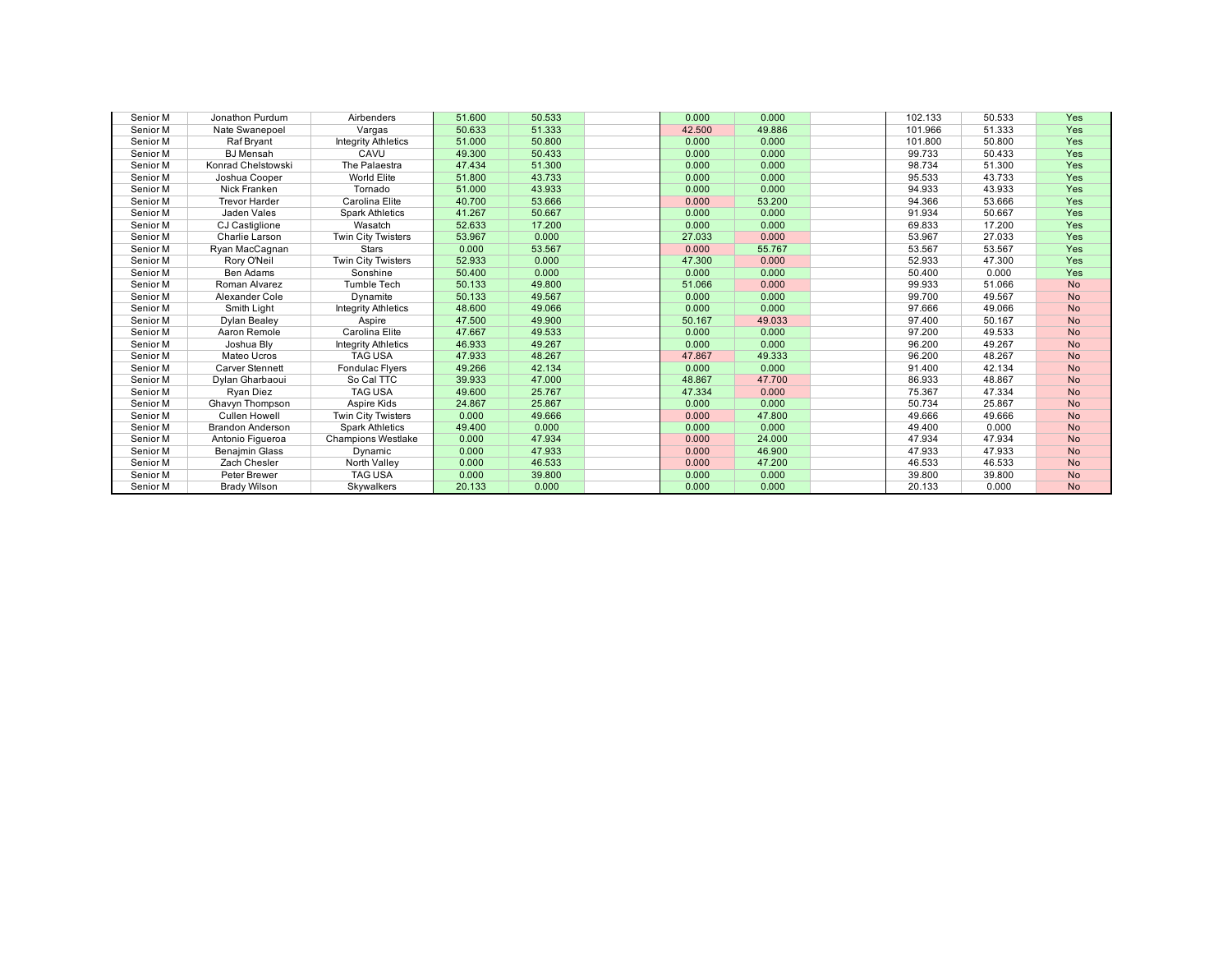| | | | | | | | | | | | |
|---|---|---|---|---|---|---|---|---|---|---|---|
| Senior M | Jonathon Purdum | Airbenders | 51.600 | 50.533 | | 0.000 | 0.000 | | 102.133 | 50.533 | Yes |
| Senior M | Nate Swanepoel | Vargas | 50.633 | 51.333 | | 42.500 | 49.886 | | 101.966 | 51.333 | Yes |
| Senior M | Raf Bryant | Integrity Athletics | 51.000 | 50.800 | | 0.000 | 0.000 | | 101.800 | 50.800 | Yes |
| Senior M | BJ Mensah | CAVU | 49.300 | 50.433 | | 0.000 | 0.000 | | 99.733 | 50.433 | Yes |
| Senior M | Konrad Chelstowski | The Palaestra | 47.434 | 51.300 | | 0.000 | 0.000 | | 98.734 | 51.300 | Yes |
| Senior M | Joshua Cooper | World Elite | 51.800 | 43.733 | | 0.000 | 0.000 | | 95.533 | 43.733 | Yes |
| Senior M | Nick Franken | Tornado | 51.000 | 43.933 | | 0.000 | 0.000 | | 94.933 | 43.933 | Yes |
| Senior M | Trevor Harder | Carolina Elite | 40.700 | 53.666 | | 0.000 | 53.200 | | 94.366 | 53.666 | Yes |
| Senior M | Jaden Vales | Spark Athletics | 41.267 | 50.667 | | 0.000 | 0.000 | | 91.934 | 50.667 | Yes |
| Senior M | CJ Castiglione | Wasatch | 52.633 | 17.200 | | 0.000 | 0.000 | | 69.833 | 17.200 | Yes |
| Senior M | Charlie Larson | Twin City Twisters | 53.967 | 0.000 | | 27.033 | 0.000 | | 53.967 | 27.033 | Yes |
| Senior M | Ryan MacCagnan | Stars | 0.000 | 53.567 | | 0.000 | 55.767 | | 53.567 | 53.567 | Yes |
| Senior M | Rory O'Neil | Twin City Twisters | 52.933 | 0.000 | | 47.300 | 0.000 | | 52.933 | 47.300 | Yes |
| Senior M | Ben Adams | Sonshine | 50.400 | 0.000 | | 0.000 | 0.000 | | 50.400 | 0.000 | Yes |
| Senior M | Roman Alvarez | Tumble Tech | 50.133 | 49.800 | | 51.066 | 0.000 | | 99.933 | 51.066 | No |
| Senior M | Alexander Cole | Dynamite | 50.133 | 49.567 | | 0.000 | 0.000 | | 99.700 | 49.567 | No |
| Senior M | Smith Light | Integrity Athletics | 48.600 | 49.066 | | 0.000 | 0.000 | | 97.666 | 49.066 | No |
| Senior M | Dylan Bealey | Aspire | 47.500 | 49.900 | | 50.167 | 49.033 | | 97.400 | 50.167 | No |
| Senior M | Aaron Remole | Carolina Elite | 47.667 | 49.533 | | 0.000 | 0.000 | | 97.200 | 49.533 | No |
| Senior M | Joshua Bly | Integrity Athletics | 46.933 | 49.267 | | 0.000 | 0.000 | | 96.200 | 49.267 | No |
| Senior M | Mateo Ucros | TAG USA | 47.933 | 48.267 | | 47.867 | 49.333 | | 96.200 | 48.267 | No |
| Senior M | Carver Stennett | Fondulac Flyers | 49.266 | 42.134 | | 0.000 | 0.000 | | 91.400 | 42.134 | No |
| Senior M | Dylan Gharbaoui | So Cal TTC | 39.933 | 47.000 | | 48.867 | 47.700 | | 86.933 | 48.867 | No |
| Senior M | Ryan Diez | TAG USA | 49.600 | 25.767 | | 47.334 | 0.000 | | 75.367 | 47.334 | No |
| Senior M | Ghavyn Thompson | Aspire Kids | 24.867 | 25.867 | | 0.000 | 0.000 | | 50.734 | 25.867 | No |
| Senior M | Cullen Howell | Twin City Twisters | 0.000 | 49.666 | | 0.000 | 47.800 | | 49.666 | 49.666 | No |
| Senior M | Brandon Anderson | Spark Athletics | 49.400 | 0.000 | | 0.000 | 0.000 | | 49.400 | 0.000 | No |
| Senior M | Antonio Figueroa | Champions Westlake | 0.000 | 47.934 | | 0.000 | 24.000 | | 47.934 | 47.934 | No |
| Senior M | Benajmin Glass | Dynamic | 0.000 | 47.933 | | 0.000 | 46.900 | | 47.933 | 47.933 | No |
| Senior M | Zach Chesler | North Valley | 0.000 | 46.533 | | 0.000 | 47.200 | | 46.533 | 46.533 | No |
| Senior M | Peter Brewer | TAG USA | 0.000 | 39.800 | | 0.000 | 0.000 | | 39.800 | 39.800 | No |
| Senior M | Brady Wilson | Skywalkers | 20.133 | 0.000 | | 0.000 | 0.000 | | 20.133 | 0.000 | No |